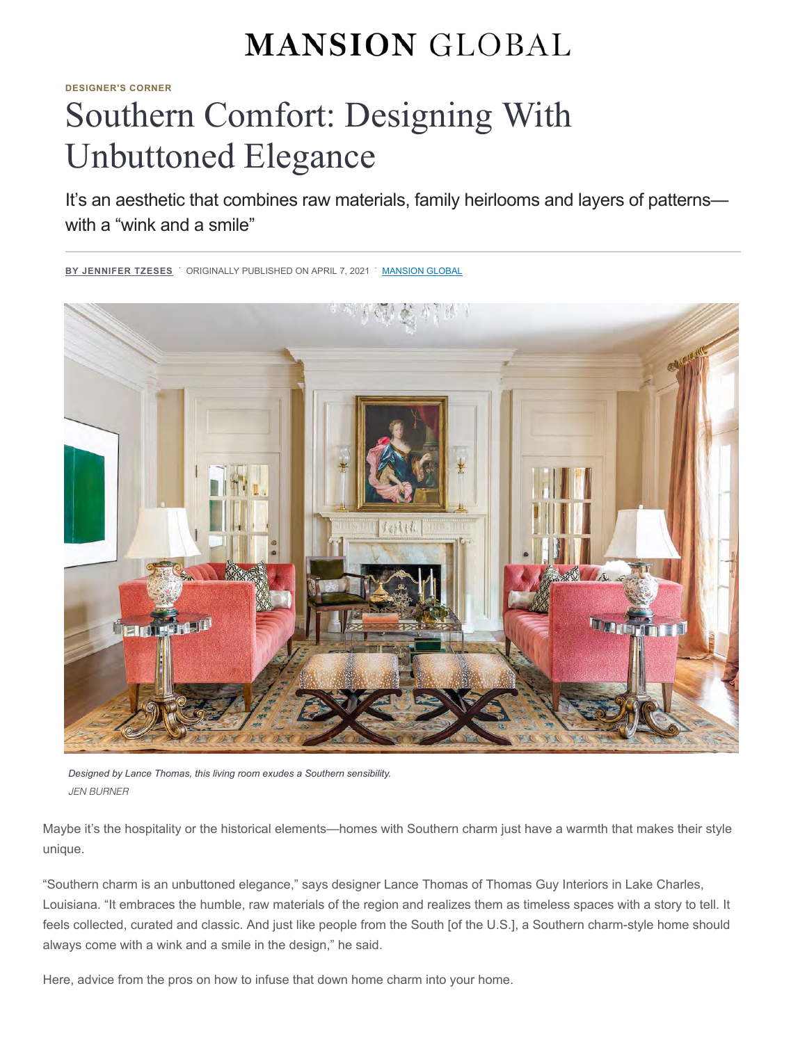# MANSION GLOBAL

DESIGNER'S CORNER

# Southern Comfort: Designing With Unbuttoned Elegance

It's an aesthetic that combines raw materials, family heirlooms and layers of patterns—with a "wink and a smile"

**BY JENNIFER TZESES** · ORIGINALLY PUBLISHED ON APRIL 7, 2021 · MANSION GLOBAL

*Designed by Lance Thomas, this living room exudes a Southern sensibility.*
*JEN BURNER*

Maybe it's the hospitality or the historical elements—homes with Southern charm just have a warmth that makes their style unique.

"Southern charm is an unbuttoned elegance," says designer Lance Thomas of Thomas Guy Interiors in Lake Charles, Louisiana. "It embraces the humble, raw materials of the region and realizes them as timeless spaces with a story to tell. It feels collected, curated and classic. And just like people from the South [of the U.S.], a Southern charm-style home should always come with a wink and a smile in the design," he said.

Here, advice from the pros on how to infuse that down home charm into your home.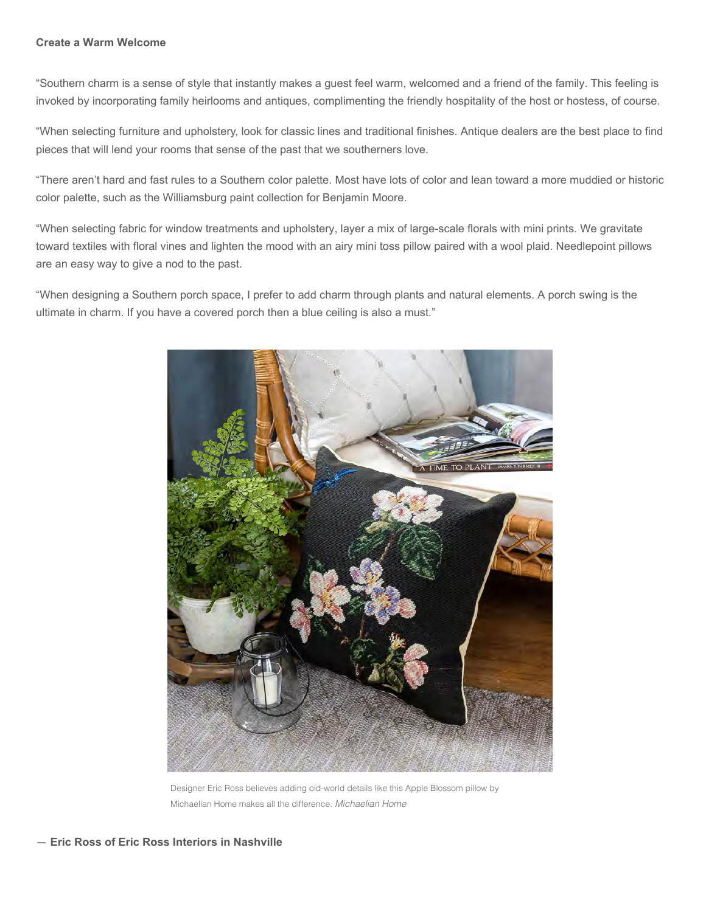**Create a Warm Welcome**

"Southern charm is a sense of style that instantly makes a guest feel warm, welcomed and a friend of the family. This feeling is invoked by incorporating family heirlooms and antiques, complimenting the friendly hospitality of the host or hostess, of course.

"When selecting furniture and upholstery, look for classic lines and traditional finishes. Antique dealers are the best place to find pieces that will lend your rooms that sense of the past that we southerners love.

"There aren't hard and fast rules to a Southern color palette. Most have lots of color and lean toward a more muddied or historic color palette, such as the Williamsburg paint collection for Benjamin Moore.

"When selecting fabric for window treatments and upholstery, layer a mix of large-scale florals with mini prints. We gravitate toward textiles with floral vines and lighten the mood with an airy mini toss pillow paired with a wool plaid. Needlepoint pillows are an easy way to give a nod to the past.

"When designing a Southern porch space, I prefer to add charm through plants and natural elements. A porch swing is the ultimate in charm. If you have a covered porch then a blue ceiling is also a must."

Designer Eric Ross believes adding old-world details like this Apple Blossom pillow by Michaelian Home makes all the difference. *Michaelian Home*

**— Eric Ross of Eric Ross Interiors in Nashville**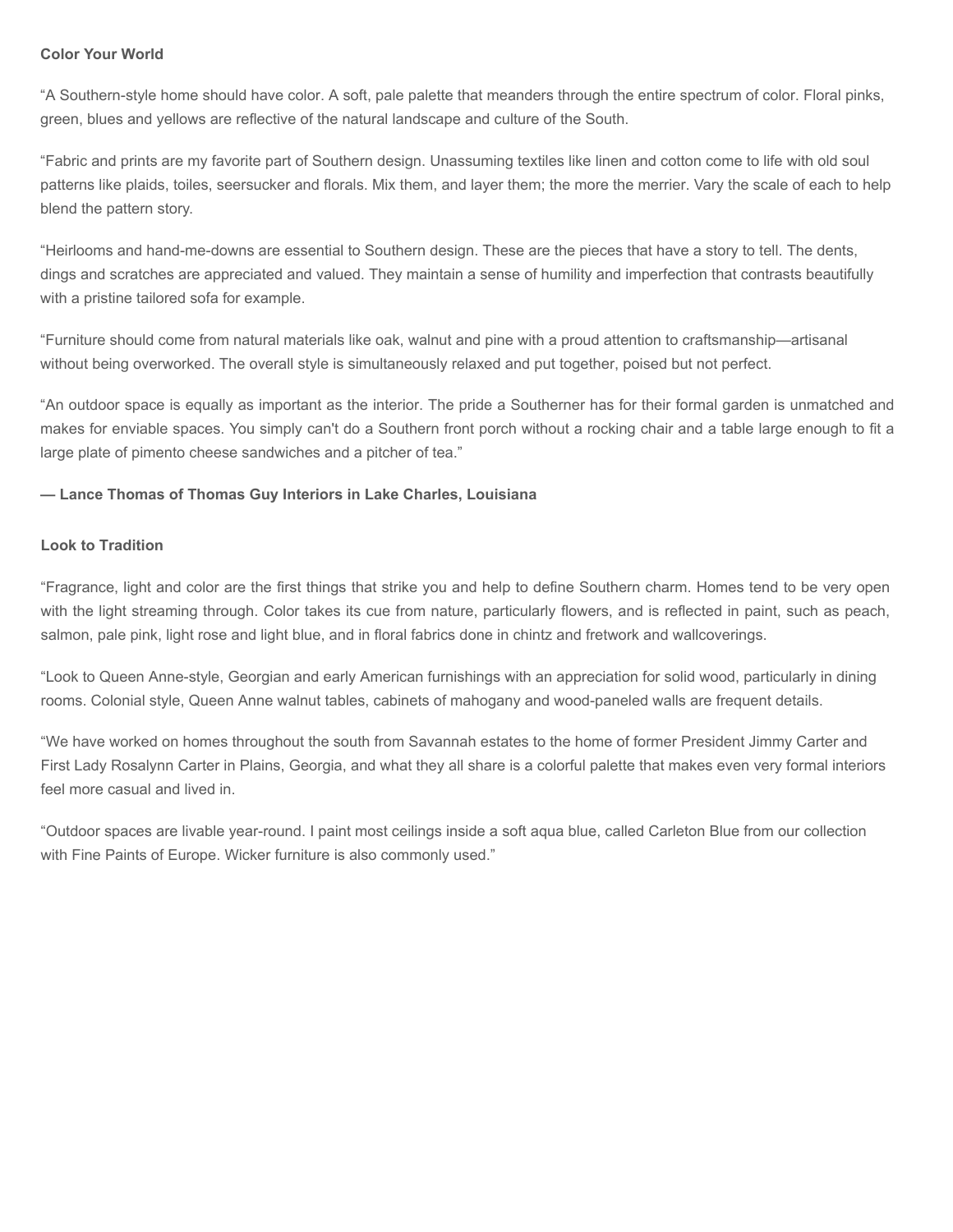**Color Your World**

“A Southern-style home should have color. A soft, pale palette that meanders through the entire spectrum of color. Floral pinks, green, blues and yellows are reflective of the natural landscape and culture of the South.

“Fabric and prints are my favorite part of Southern design. Unassuming textiles like linen and cotton come to life with old soul patterns like plaids, toiles, seersucker and florals. Mix them, and layer them; the more the merrier. Vary the scale of each to help blend the pattern story.

“Heirlooms and hand-me-downs are essential to Southern design. These are the pieces that have a story to tell. The dents, dings and scratches are appreciated and valued. They maintain a sense of humility and imperfection that contrasts beautifully with a pristine tailored sofa for example.

“Furniture should come from natural materials like oak, walnut and pine with a proud attention to craftsmanship—artisanal without being overworked. The overall style is simultaneously relaxed and put together, poised but not perfect.

“An outdoor space is equally as important as the interior. The pride a Southerner has for their formal garden is unmatched and makes for enviable spaces. You simply can't do a Southern front porch without a rocking chair and a table large enough to fit a large plate of pimento cheese sandwiches and a pitcher of tea.”

**— Lance Thomas of Thomas Guy Interiors in Lake Charles, Louisiana**

**Look to Tradition**

“Fragrance, light and color are the first things that strike you and help to define Southern charm. Homes tend to be very open with the light streaming through. Color takes its cue from nature, particularly flowers, and is reflected in paint, such as peach, salmon, pale pink, light rose and light blue, and in floral fabrics done in chintz and fretwork and wallcoverings.

“Look to Queen Anne-style, Georgian and early American furnishings with an appreciation for solid wood, particularly in dining rooms. Colonial style, Queen Anne walnut tables, cabinets of mahogany and wood-paneled walls are frequent details.

“We have worked on homes throughout the south from Savannah estates to the home of former President Jimmy Carter and First Lady Rosalynn Carter in Plains, Georgia, and what they all share is a colorful palette that makes even very formal interiors feel more casual and lived in.

“Outdoor spaces are livable year-round. I paint most ceilings inside a soft aqua blue, called Carleton Blue from our collection with Fine Paints of Europe. Wicker furniture is also commonly used.”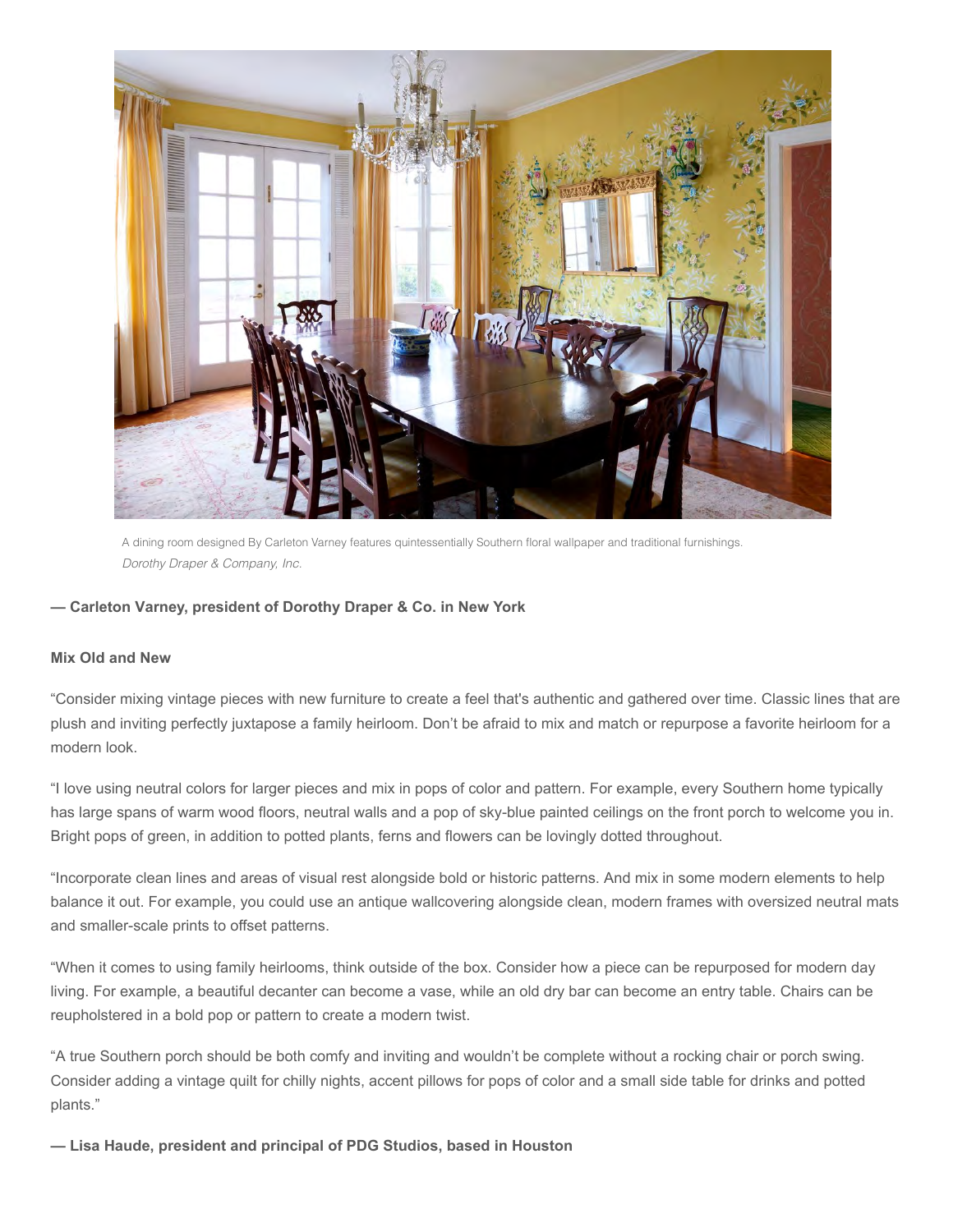A dining room designed By Carleton Varney features quintessentially Southern floral wallpaper and traditional furnishings.
*Dorothy Draper & Company, Inc.*

**— Carleton Varney, president of Dorothy Draper & Co. in New York**

**Mix Old and New**

“Consider mixing vintage pieces with new furniture to create a feel that's authentic and gathered over time. Classic lines that are plush and inviting perfectly juxtapose a family heirloom. Don’t be afraid to mix and match or repurpose a favorite heirloom for a modern look.

“I love using neutral colors for larger pieces and mix in pops of color and pattern. For example, every Southern home typically has large spans of warm wood floors, neutral walls and a pop of sky-blue painted ceilings on the front porch to welcome you in. Bright pops of green, in addition to potted plants, ferns and flowers can be lovingly dotted throughout.

“Incorporate clean lines and areas of visual rest alongside bold or historic patterns. And mix in some modern elements to help balance it out. For example, you could use an antique wallcovering alongside clean, modern frames with oversized neutral mats and smaller-scale prints to offset patterns.

“When it comes to using family heirlooms, think outside of the box. Consider how a piece can be repurposed for modern day living. For example, a beautiful decanter can become a vase, while an old dry bar can become an entry table. Chairs can be reupholstered in a bold pop or pattern to create a modern twist.

“A true Southern porch should be both comfy and inviting and wouldn’t be complete without a rocking chair or porch swing. Consider adding a vintage quilt for chilly nights, accent pillows for pops of color and a small side table for drinks and potted plants.”

**— Lisa Haude, president and principal of PDG Studios, based in Houston**